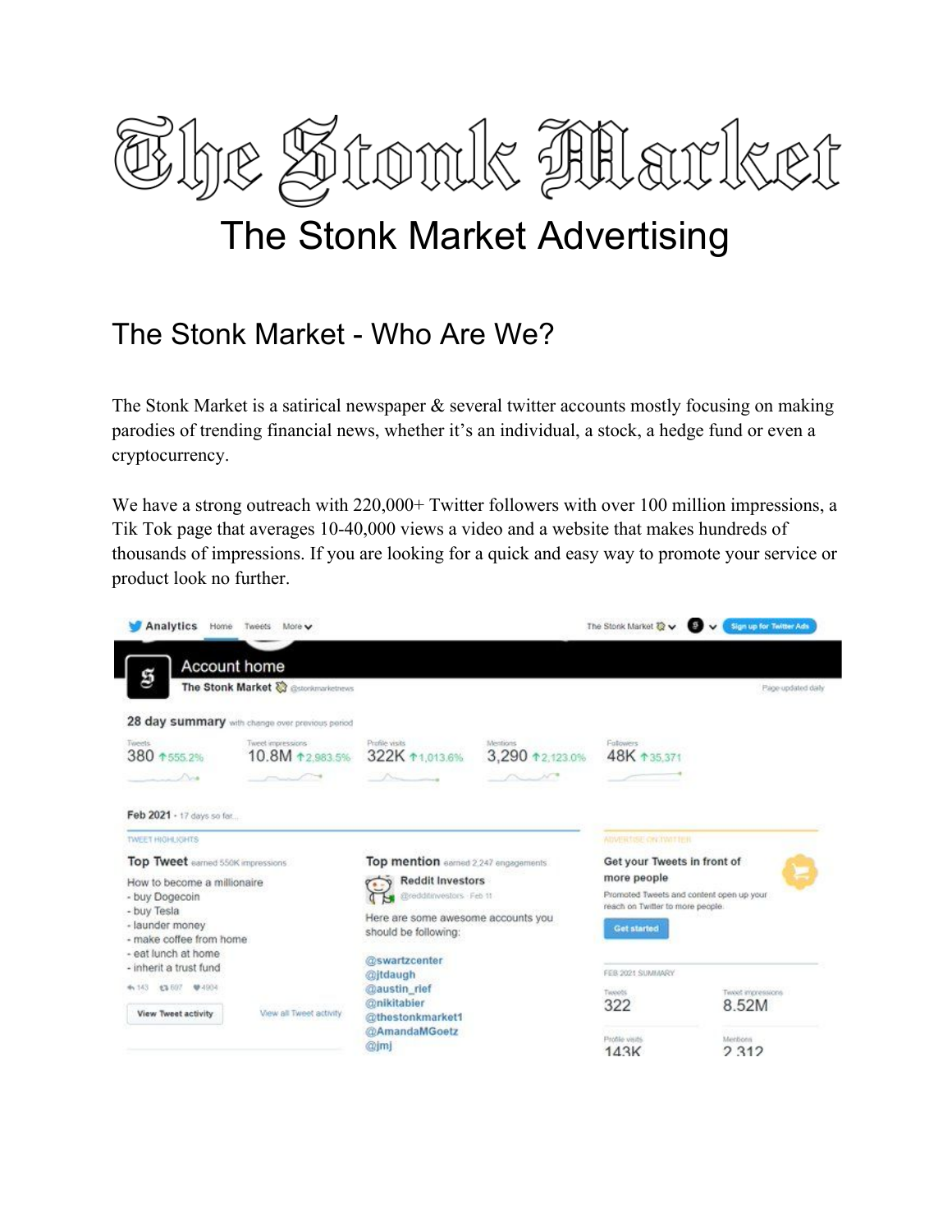# The Stonk Market

# The Stonk Market Advertising

## The Stonk Market - Who Are We?

The Stonk Market is a satirical newspaper & several twitter accounts mostly focusing on making parodies of trending financial news, whether it's an individual, a stock, a hedge fund or even a cryptocurrency.

We have a strong outreach with 220,000+ Twitter followers with over 100 million impressions, a Tik Tok page that averages 10-40,000 views a video and a website that makes hundreds of thousands of impressions. If you are looking for a quick and easy way to promote your service or product look no further.

Analytics Home Tweets More

The Stonk Market | Sign up for Twitter Ads

**Account home**

The Stonk Market @stonkmarketnews

Page updated daily

**28 day summary** with change over previous period

| Tweets | Tweet impressions | Profile visits | Mentions | Followers |
| --- | --- | --- | --- | --- |
| 380 ↑555.2% | 10.8M ↑2,983.5% | 322K ↑1,013.6% | 3,290 ↑2,123.0% | 48K ↑35,371 |

**Feb 2021** · 17 days so far...

TWEET HIGHLIGHTS

**Top Tweet** earned 550K impressions

How to become a millionaire
- buy Dogecoin
- buy Tesla
- launder money
- make coffee from home
- eat lunch at home
- inherit a trust fund

143 697 4904

View Tweet activity | View all Tweet activity

**Top mention** earned 2,247 engagements

Reddit Investors @redditinvestors · Feb 11

Here are some awesome accounts you should be following:

@swartzcenter
@jtdaugh
@austin_rief
@nikitabier
@thestonkmarket1
@AmandaMGoetz
@jmj

ADVERTISE ON TWITTER

**Get your Tweets in front of more people**

Promoted Tweets and content open up your reach on Twitter to more people.

Get started

FEB 2021 SUMMARY

| Tweets | Tweet impressions |
| --- | --- |
| 322 | 8.52M |
| **Profile visits** | **Mentions** |
| 143K | 2,312 |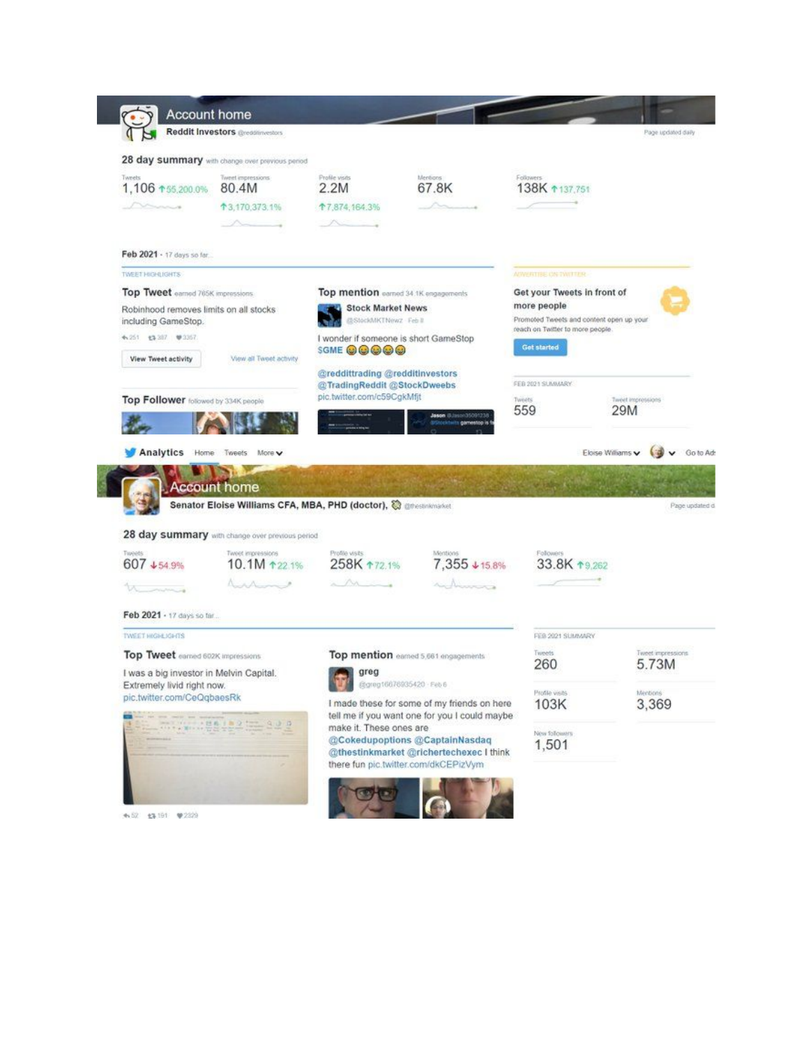## Account home

**Reddit Investors** @redditinvestors

Page updated daily

### 28 day summary with change over previous period

| Tweets | Tweet impressions | Profile visits | Mentions | Followers |
| --- | --- | --- | --- | --- |
| 1,106 ↑55,200.0% | 80.4M ↑3,170,373.1% | 2.2M ↑7,874,164.3% | 67.8K | 138K ↑137,751 |

### Feb 2021 · 17 days so far...

TWEET HIGHLIGHTS

**Top Tweet** earned 765K impressions

Robinhood removes limits on all stocks including GameStop.

251 · 387 · 3357

View Tweet activity · View all Tweet activity

**Top mention** earned 34.1K engagements

**Stock Market News** @StockMKTNewz · Feb 8

I wonder if someone is short GameStop $GME 😂😂😂😂😂

@reddittrading @redditinvestors @TradingReddit @StockDweebs pic.twitter.com/c59CgkMfjt

**Top Follower** followed by 334K people

ADVERTISE ON TWITTER

**Get your Tweets in front of more people**

Promoted Tweets and content open up your reach on Twitter to more people.

Get started

FEB 2021 SUMMARY

| Tweets | Tweet impressions |
| --- | --- |
| 559 | 29M |

---

**Analytics** Home Tweets More

Eloise Williams · Go to Ads

## Account home

**Senator Eloise Williams CFA, MBA, PHD (doctor),** @thestinkmarket

Page updated d

### 28 day summary with change over previous period

| Tweets | Tweet impressions | Profile visits | Mentions | Followers |
| --- | --- | --- | --- | --- |
| 607 ↓54.9% | 10.1M ↑22.1% | 258K ↑72.1% | 7,355 ↓15.8% | 33.8K ↑9,262 |

### Feb 2021 · 17 days so far...

TWEET HIGHLIGHTS

**Top Tweet** earned 602K impressions

I was a big investor in Melvin Capital. Extremely livid right now. pic.twitter.com/CeQqbaesRk

52 · 191 · 2329

**Top mention** earned 5,661 engagements

**greg** @greg16676935420 · Feb 6

I made these for some of my friends on here tell me if you want one for you I could maybe make it. These ones are @Cokedupoptions @CaptainNasdaq @thestinkmarket @richertechexec I think there fun pic.twitter.com/dkCEPizVym

FEB 2021 SUMMARY

| Tweets | Tweet impressions |
| --- | --- |
| 260 | 5.73M |
| **Profile visits** | **Mentions** |
| 103K | 3,369 |
| **New followers** | |
| 1,501 | |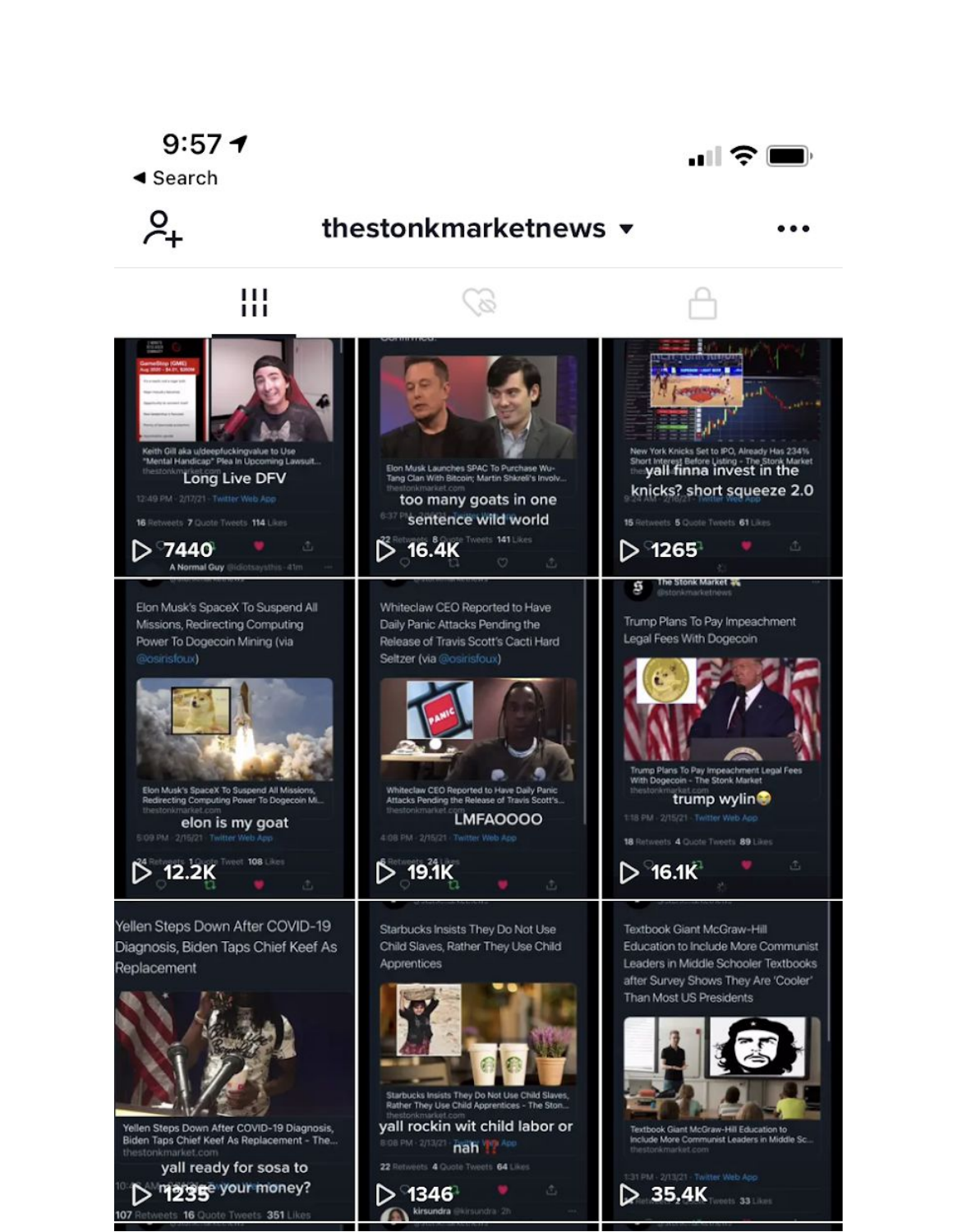9:57

◀ Search

thestonkmarketnews ▾

---

Keith Gill aka u/deepfuckingvalue to Use "Mental Handicap" Plea In Upcoming Lawsuit...

thestonkmarket.com

Long Live DFV

12:49 PM · 2/17/21 · Twitter Web App

16 Retweets 7 Quote Tweets 114 Likes

▷ 7440

A Normal Guy @idiotsaysthis · 41m

---

Elon Musk Launches SPAC To Purchase Wu-Tang Clan With Bitcoin; Martin Shkreli's Involv...

thestonkmarket.com

too many goats in one sentence wild world

6:37 PM · 2/17/21

22 Retweets 8 Quote Tweets 141 Likes

▷ 16.4K

---

New York Knicks Set to IPO, Already Has 234% Short Interest Before Listing - The Stonk Market

yall finna invest in the knicks? short squeeze 2.0

9:24 AM · 2/16/21 · Twitter Web App

15 Retweets 5 Quote Tweets 61 Likes

▷ 1265

---

Elon Musk's SpaceX To Suspend All Missions, Redirecting Computing Power To Dogecoin Mining (via @osirisfoux)

Elon Musk's SpaceX To Suspend All Missions, Redirecting Computing Power To Dogecoin Mi...

thestonkmarket.com

elon is my goat

5:09 PM · 2/15/21 · Twitter Web App

24 Retweets 1 Quote Tweet 108 Likes

▷ 12.2K

---

Whiteclaw CEO Reported to Have Daily Panic Attacks Pending the Release of Travis Scott's Cacti Hard Seltzer (via @osirisfoux)

Whiteclaw CEO Reported to Have Daily Panic Attacks Pending the Release of Travis Scott's...

thestonkmarket.com

LMFAOOOO

4:08 PM · 2/15/21 · Twitter Web App

6 Retweets 24 Likes

▷ 19.1K

---

The Stonk Market @stonkmarketnews

Trump Plans To Pay Impeachment Legal Fees With Dogecoin

Trump Plans To Pay Impeachment Legal Fees With Dogecoin - The Stonk Market

thestonkmarket.com

trump wylin😂

1:18 PM · 2/15/21 · Twitter Web App

18 Retweets 4 Quote Tweets 89 Likes

▷ 16.1K

---

Yellen Steps Down After COVID-19 Diagnosis, Biden Taps Chief Keef As Replacement

Yellen Steps Down After COVID-19 Diagnosis, Biden Taps Chief Keef As Replacement - The...

thestonkmarket.com

yall ready for sosa to manage your money?

107 Retweets 16 Quote Tweets 351 Likes

▷ 1235

---

Starbucks Insists They Do Not Use Child Slaves, Rather They Use Child Apprentices

Starbucks Insists They Do Not Use Child Slaves, Rather They Use Child Apprentices - The Ston...

thestonkmarket.com

yall rockin wit child labor or nah ‼️

8:08 PM · 2/13/21 · Twitter Web App

22 Retweets 4 Quote Tweets 64 Likes

▷ 1346

kirsundra @kirsundra · 2h

---

Textbook Giant McGraw-Hill Education to Include More Communist Leaders in Middle Schooler Textbooks after Survey Shows They Are 'Cooler' Than Most US Presidents

Textbook Giant McGraw-Hill Education to Include More Communist Leaders in Middle Sc...

thestonkmarket.com

1:31 PM · 2/13/21 · Twitter Web App

33 Likes

▷ 35.4K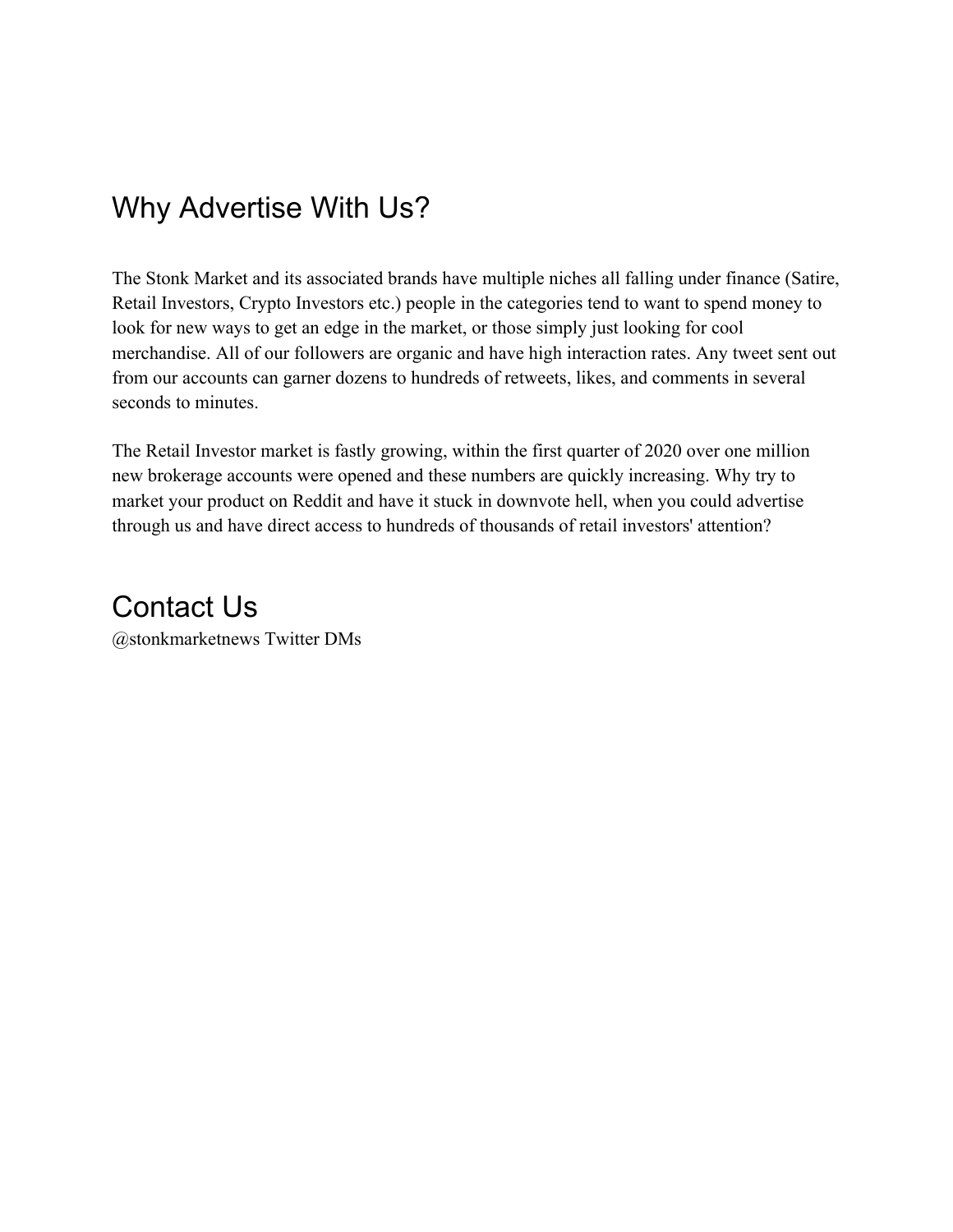## Why Advertise With Us?

The Stonk Market and its associated brands have multiple niches all falling under finance (Satire, Retail Investors, Crypto Investors etc.) people in the categories tend to want to spend money to look for new ways to get an edge in the market, or those simply just looking for cool merchandise. All of our followers are organic and have high interaction rates. Any tweet sent out from our accounts can garner dozens to hundreds of retweets, likes, and comments in several seconds to minutes.

The Retail Investor market is fastly growing, within the first quarter of 2020 over one million new brokerage accounts were opened and these numbers are quickly increasing. Why try to market your product on Reddit and have it stuck in downvote hell, when you could advertise through us and have direct access to hundreds of thousands of retail investors' attention?

## Contact Us

@stonkmarketnews Twitter DMs